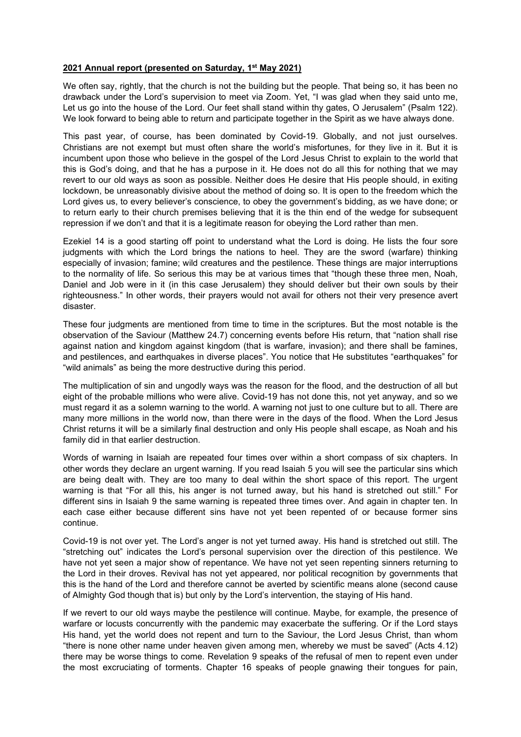**2021 Annual report (presented on Saturday, 1st May 2021)**

We often say, rightly, that the church is not the building but the people. That being so, it has been no drawback under the Lord's supervision to meet via Zoom. Yet, "I was glad when they said unto me, Let us go into the house of the Lord. Our feet shall stand within thy gates, O Jerusalem" (Psalm 122). We look forward to being able to return and participate together in the Spirit as we have always done.

This past year, of course, has been dominated by Covid-19. Globally, and not just ourselves. Christians are not exempt but must often share the world's misfortunes, for they live in it. But it is incumbent upon those who believe in the gospel of the Lord Jesus Christ to explain to the world that this is God's doing, and that he has a purpose in it. He does not do all this for nothing that we may revert to our old ways as soon as possible. Neither does He desire that His people should, in exiting lockdown, be unreasonably divisive about the method of doing so. It is open to the freedom which the Lord gives us, to every believer's conscience, to obey the government's bidding, as we have done; or to return early to their church premises believing that it is the thin end of the wedge for subsequent repression if we don't and that it is a legitimate reason for obeying the Lord rather than men.

Ezekiel 14 is a good starting off point to understand what the Lord is doing. He lists the four sore judgments with which the Lord brings the nations to heel. They are the sword (warfare) thinking especially of invasion; famine; wild creatures and the pestilence. These things are major interruptions to the normality of life. So serious this may be at various times that "though these three men, Noah, Daniel and Job were in it (in this case Jerusalem) they should deliver but their own souls by their righteousness." In other words, their prayers would not avail for others not their very presence avert disaster.

These four judgments are mentioned from time to time in the scriptures. But the most notable is the observation of the Saviour (Matthew 24.7) concerning events before His return, that "nation shall rise against nation and kingdom against kingdom (that is warfare, invasion); and there shall be famines, and pestilences, and earthquakes in diverse places". You notice that He substitutes "earthquakes" for "wild animals" as being the more destructive during this period.

The multiplication of sin and ungodly ways was the reason for the flood, and the destruction of all but eight of the probable millions who were alive. Covid-19 has not done this, not yet anyway, and so we must regard it as a solemn warning to the world. A warning not just to one culture but to all. There are many more millions in the world now, than there were in the days of the flood. When the Lord Jesus Christ returns it will be a similarly final destruction and only His people shall escape, as Noah and his family did in that earlier destruction.

Words of warning in Isaiah are repeated four times over within a short compass of six chapters. In other words they declare an urgent warning. If you read Isaiah 5 you will see the particular sins which are being dealt with. They are too many to deal within the short space of this report. The urgent warning is that "For all this, his anger is not turned away, but his hand is stretched out still." For different sins in Isaiah 9 the same warning is repeated three times over. And again in chapter ten. In each case either because different sins have not yet been repented of or because former sins continue.

Covid-19 is not over yet. The Lord's anger is not yet turned away. His hand is stretched out still. The "stretching out" indicates the Lord's personal supervision over the direction of this pestilence. We have not yet seen a major show of repentance. We have not yet seen repenting sinners returning to the Lord in their droves. Revival has not yet appeared, nor political recognition by governments that this is the hand of the Lord and therefore cannot be averted by scientific means alone (second cause of Almighty God though that is) but only by the Lord's intervention, the staying of His hand.

If we revert to our old ways maybe the pestilence will continue. Maybe, for example, the presence of warfare or locusts concurrently with the pandemic may exacerbate the suffering. Or if the Lord stays His hand, yet the world does not repent and turn to the Saviour, the Lord Jesus Christ, than whom "there is none other name under heaven given among men, whereby we must be saved" (Acts 4.12) there may be worse things to come. Revelation 9 speaks of the refusal of men to repent even under the most excruciating of torments. Chapter 16 speaks of people gnawing their tongues for pain,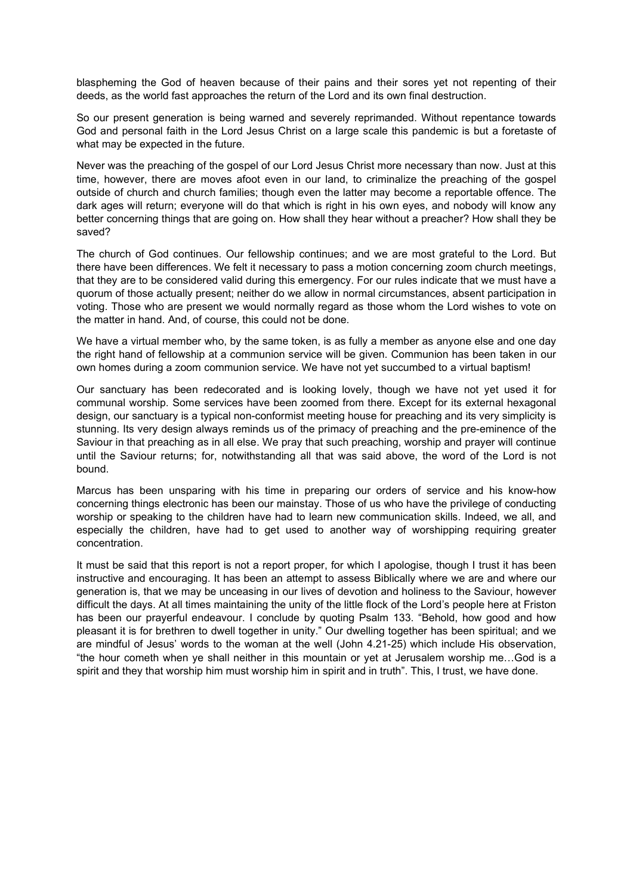blaspheming the God of heaven because of their pains and their sores yet not repenting of their deeds, as the world fast approaches the return of the Lord and its own final destruction.

So our present generation is being warned and severely reprimanded. Without repentance towards God and personal faith in the Lord Jesus Christ on a large scale this pandemic is but a foretaste of what may be expected in the future.

Never was the preaching of the gospel of our Lord Jesus Christ more necessary than now. Just at this time, however, there are moves afoot even in our land, to criminalize the preaching of the gospel outside of church and church families; though even the latter may become a reportable offence. The dark ages will return; everyone will do that which is right in his own eyes, and nobody will know any better concerning things that are going on. How shall they hear without a preacher? How shall they be saved?

The church of God continues. Our fellowship continues; and we are most grateful to the Lord. But there have been differences. We felt it necessary to pass a motion concerning zoom church meetings, that they are to be considered valid during this emergency. For our rules indicate that we must have a quorum of those actually present; neither do we allow in normal circumstances, absent participation in voting. Those who are present we would normally regard as those whom the Lord wishes to vote on the matter in hand. And, of course, this could not be done.

We have a virtual member who, by the same token, is as fully a member as anyone else and one day the right hand of fellowship at a communion service will be given. Communion has been taken in our own homes during a zoom communion service. We have not yet succumbed to a virtual baptism!

Our sanctuary has been redecorated and is looking lovely, though we have not yet used it for communal worship. Some services have been zoomed from there. Except for its external hexagonal design, our sanctuary is a typical non-conformist meeting house for preaching and its very simplicity is stunning. Its very design always reminds us of the primacy of preaching and the pre-eminence of the Saviour in that preaching as in all else. We pray that such preaching, worship and prayer will continue until the Saviour returns; for, notwithstanding all that was said above, the word of the Lord is not bound.

Marcus has been unsparing with his time in preparing our orders of service and his know-how concerning things electronic has been our mainstay. Those of us who have the privilege of conducting worship or speaking to the children have had to learn new communication skills. Indeed, we all, and especially the children, have had to get used to another way of worshipping requiring greater concentration.

It must be said that this report is not a report proper, for which I apologise, though I trust it has been instructive and encouraging. It has been an attempt to assess Biblically where we are and where our generation is, that we may be unceasing in our lives of devotion and holiness to the Saviour, however difficult the days. At all times maintaining the unity of the little flock of the Lord's people here at Friston has been our prayerful endeavour. I conclude by quoting Psalm 133. "Behold, how good and how pleasant it is for brethren to dwell together in unity." Our dwelling together has been spiritual; and we are mindful of Jesus' words to the woman at the well (John 4.21-25) which include His observation, "the hour cometh when ye shall neither in this mountain or yet at Jerusalem worship me…God is a spirit and they that worship him must worship him in spirit and in truth". This, I trust, we have done.